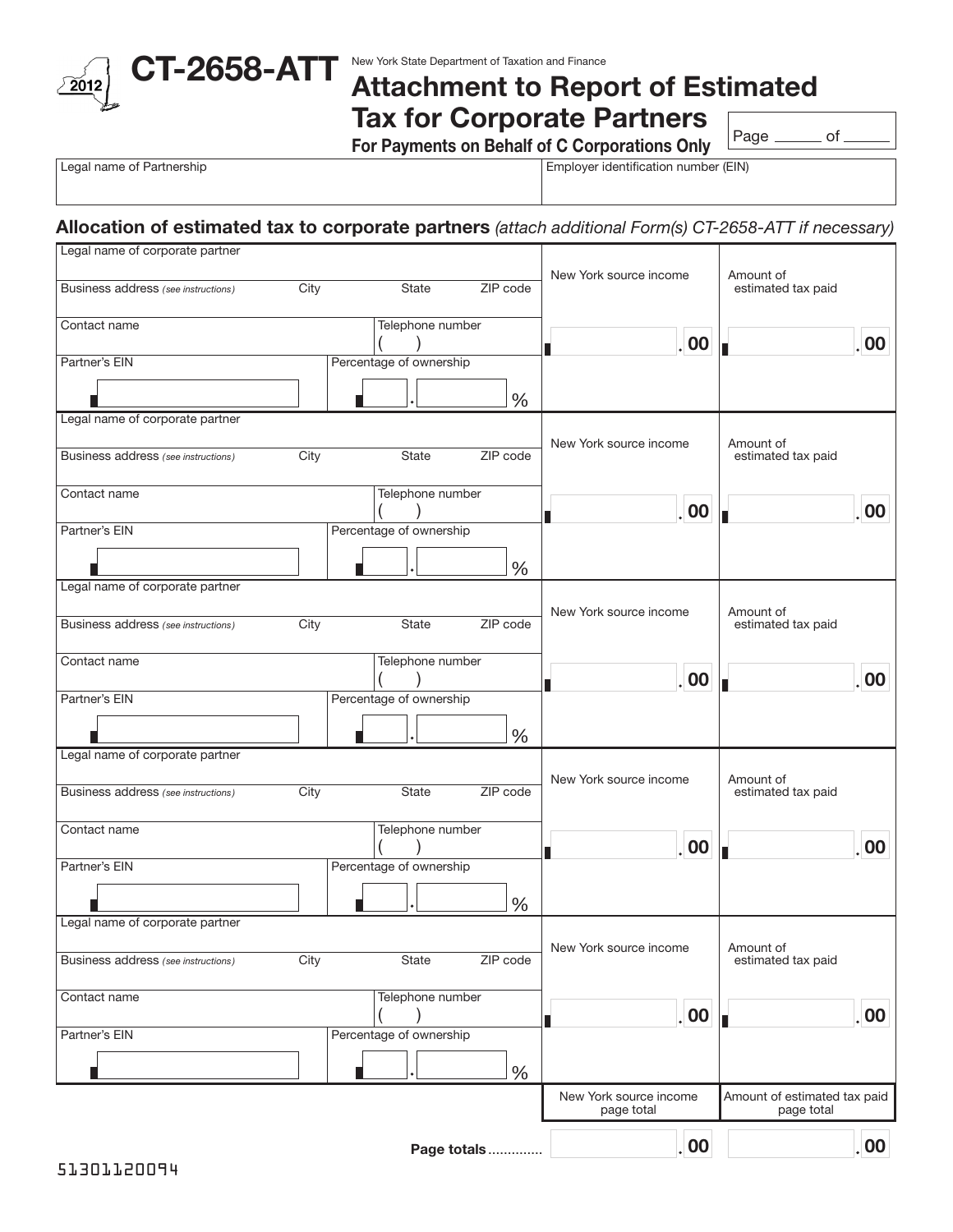# CT-2658-ATT

2012

New York State Department of Taxation and Finance

## Attachment to Report of Estimated Tax for Corporate Partners

**For Payments on Behalf of C Corporations Only**

Page ______ of ______

| Legal name of Partnership | Employer identification number (EIN) |
|---|---|
| | |

### Allocation of estimated tax to corporate partners *(attach additional Form(s) CT-2658-ATT if necessary)*

| Legal name of corporate partner | | | | New York source income | Amount of estimated tax paid |
|---|---|---|---|---|---|
| Business address *(see instructions)* | City | State | ZIP code | | |
| Contact name | | Telephone number ( ) | | .00 | .00 |
| Partner's EIN | | Percentage of ownership . % | | | |

| Legal name of corporate partner | | | | New York source income | Amount of estimated tax paid |
|---|---|---|---|---|---|
| Business address *(see instructions)* | City | State | ZIP code | | |
| Contact name | | Telephone number ( ) | | .00 | .00 |
| Partner's EIN | | Percentage of ownership . % | | | |

| Legal name of corporate partner | | | | New York source income | Amount of estimated tax paid |
|---|---|---|---|---|---|
| Business address *(see instructions)* | City | State | ZIP code | | |
| Contact name | | Telephone number ( ) | | .00 | .00 |
| Partner's EIN | | Percentage of ownership . % | | | |

| Legal name of corporate partner | | | | New York source income | Amount of estimated tax paid |
|---|---|---|---|---|---|
| Business address *(see instructions)* | City | State | ZIP code | | |
| Contact name | | Telephone number ( ) | | .00 | .00 |
| Partner's EIN | | Percentage of ownership . % | | | |

| Legal name of corporate partner | | | | New York source income | Amount of estimated tax paid |
|---|---|---|---|---|---|
| Business address *(see instructions)* | City | State | ZIP code | | |
| Contact name | | Telephone number ( ) | | .00 | .00 |
| Partner's EIN | | Percentage of ownership . % | | | |

| | New York source income page total | Amount of estimated tax paid page total |
|---|---|---|
| **Page totals** .............. | .00 | .00 |

51301120094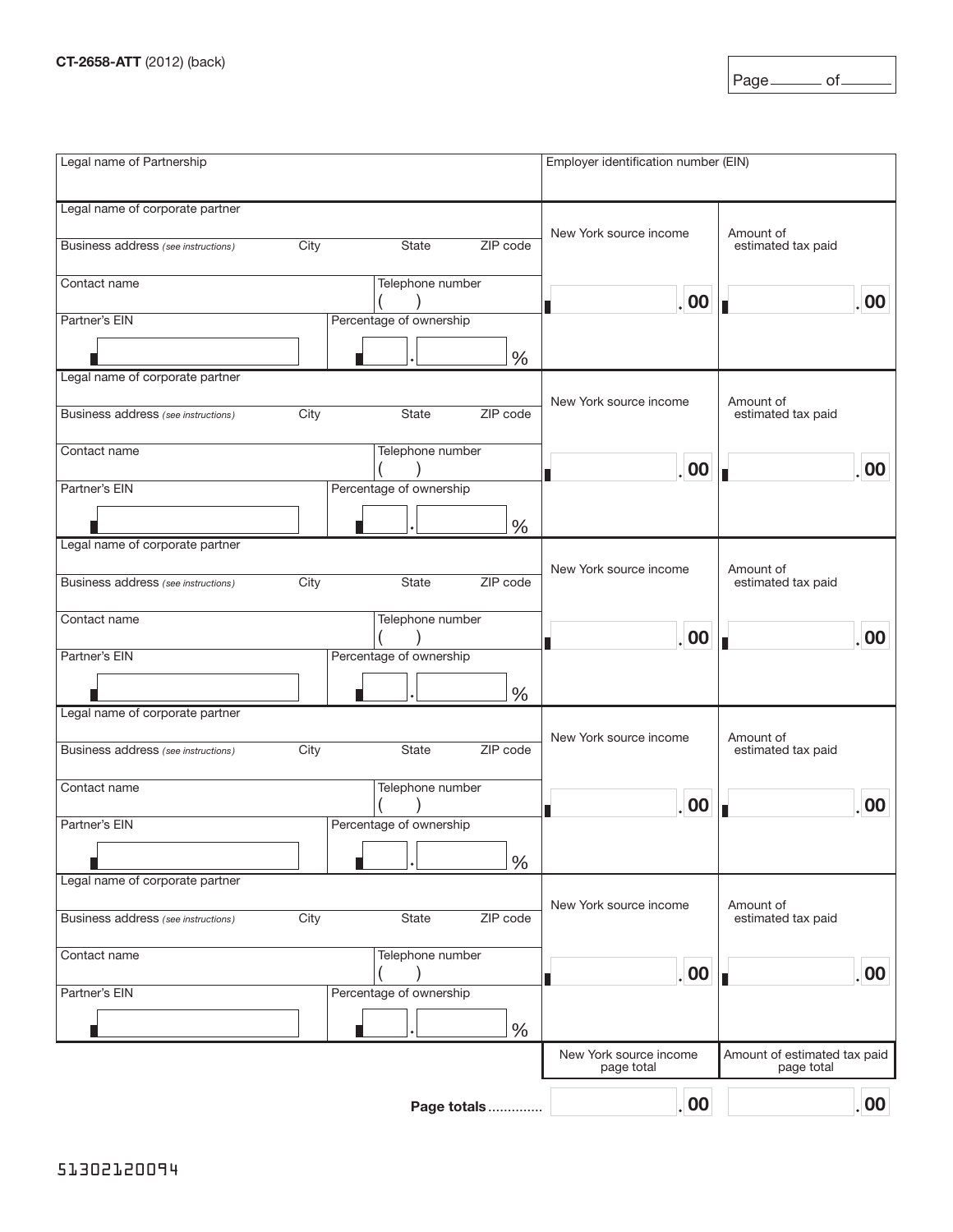**CT-2658-ATT** (2012) (back)

Page ______ of ______

| Legal name of Partnership | Employer identification number (EIN) |
|---|---|
| | |

| Legal name of corporate partner | | New York source income | Amount of estimated tax paid |
|---|---|---|---|
| Business address *(see instructions)* City State ZIP code | | | |
| Contact name | Telephone number ( ) | .00 | .00 |
| Partner's EIN | Percentage of ownership . % | | |

| Legal name of corporate partner | | New York source income | Amount of estimated tax paid |
|---|---|---|---|
| Business address *(see instructions)* City State ZIP code | | | |
| Contact name | Telephone number ( ) | .00 | .00 |
| Partner's EIN | Percentage of ownership . % | | |

| Legal name of corporate partner | | New York source income | Amount of estimated tax paid |
|---|---|---|---|
| Business address *(see instructions)* City State ZIP code | | | |
| Contact name | Telephone number ( ) | .00 | .00 |
| Partner's EIN | Percentage of ownership . % | | |

| Legal name of corporate partner | | New York source income | Amount of estimated tax paid |
|---|---|---|---|
| Business address *(see instructions)* City State ZIP code | | | |
| Contact name | Telephone number ( ) | .00 | .00 |
| Partner's EIN | Percentage of ownership . % | | |

| Legal name of corporate partner | | New York source income | Amount of estimated tax paid |
|---|---|---|---|
| Business address *(see instructions)* City State ZIP code | | | |
| Contact name | Telephone number ( ) | .00 | .00 |
| Partner's EIN | Percentage of ownership . % | | |

| | New York source income page total | Amount of estimated tax paid page total |
|---|---|---|
| **Page totals** ............. | .00 | .00 |

51302120094